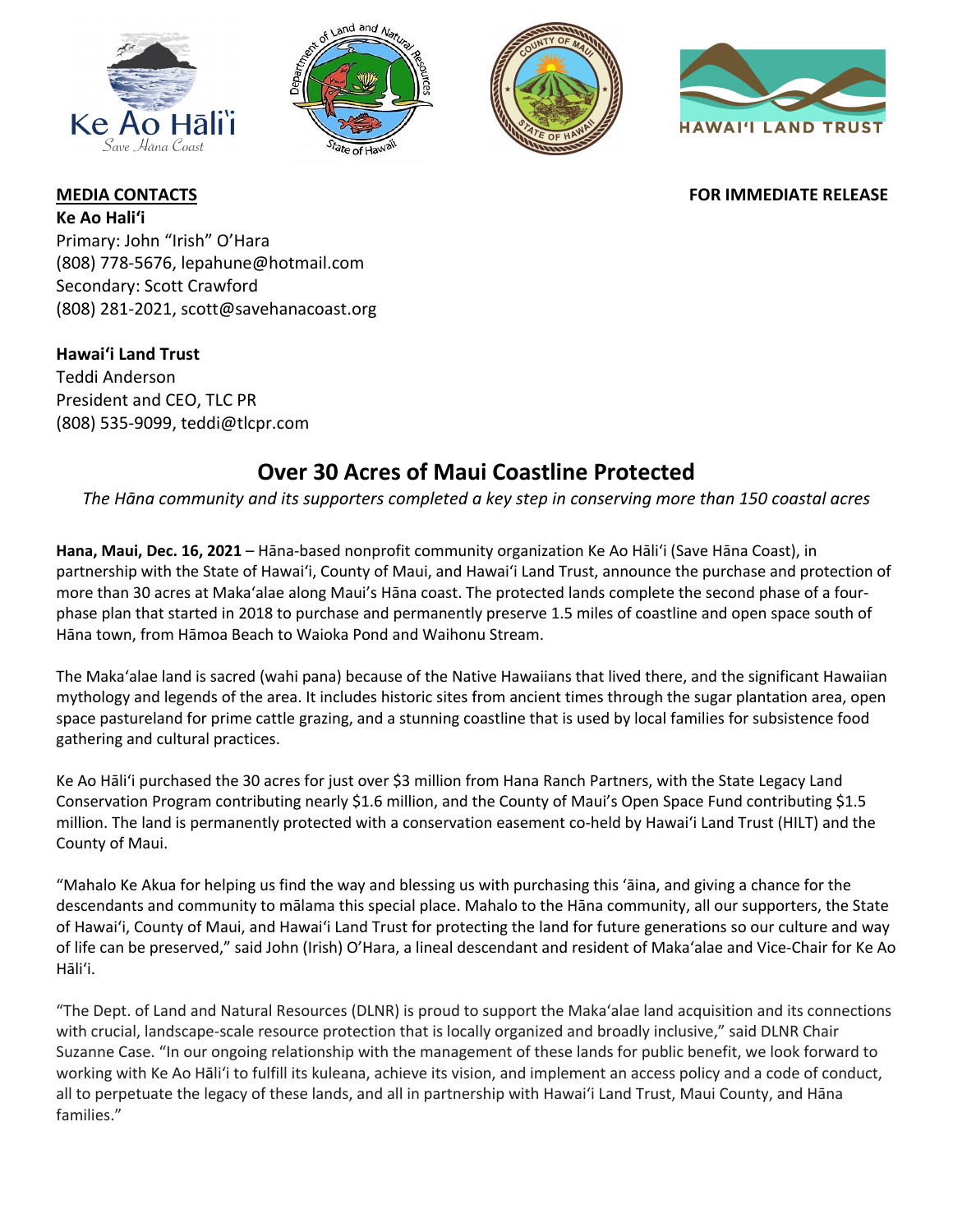**MEDIA CONTACTS**

**FOR IMMEDIATE RELEASE**

**Ke Ao Haliʻi**
Primary: John "Irish" O'Hara
(808) 778-5676, lepahune@hotmail.com
Secondary: Scott Crawford
(808) 281-2021, scott@savehanacoast.org

**Hawaiʻi Land Trust**
Teddi Anderson
President and CEO, TLC PR
(808) 535-9099, teddi@tlcpr.com

# Over 30 Acres of Maui Coastline Protected

*The Hāna community and its supporters completed a key step in conserving more than 150 coastal acres*

**Hana, Maui, Dec. 16, 2021** – Hāna-based nonprofit community organization Ke Ao Hāliʻi (Save Hāna Coast), in partnership with the State of Hawaiʻi, County of Maui, and Hawaiʻi Land Trust, announce the purchase and protection of more than 30 acres at Makaʻalae along Maui's Hāna coast. The protected lands complete the second phase of a four-phase plan that started in 2018 to purchase and permanently preserve 1.5 miles of coastline and open space south of Hāna town, from Hāmoa Beach to Waioka Pond and Waihonu Stream.

The Makaʻalae land is sacred (wahi pana) because of the Native Hawaiians that lived there, and the significant Hawaiian mythology and legends of the area. It includes historic sites from ancient times through the sugar plantation area, open space pastureland for prime cattle grazing, and a stunning coastline that is used by local families for subsistence food gathering and cultural practices.

Ke Ao Hāliʻi purchased the 30 acres for just over $3 million from Hana Ranch Partners, with the State Legacy Land Conservation Program contributing nearly $1.6 million, and the County of Maui's Open Space Fund contributing $1.5 million. The land is permanently protected with a conservation easement co-held by Hawaiʻi Land Trust (HILT) and the County of Maui.

"Mahalo Ke Akua for helping us find the way and blessing us with purchasing this ʻāina, and giving a chance for the descendants and community to mālama this special place. Mahalo to the Hāna community, all our supporters, the State of Hawaiʻi, County of Maui, and Hawaiʻi Land Trust for protecting the land for future generations so our culture and way of life can be preserved," said John (Irish) O'Hara, a lineal descendant and resident of Makaʻalae and Vice-Chair for Ke Ao Hāliʻi.

"The Dept. of Land and Natural Resources (DLNR) is proud to support the Makaʻalae land acquisition and its connections with crucial, landscape-scale resource protection that is locally organized and broadly inclusive," said DLNR Chair Suzanne Case. "In our ongoing relationship with the management of these lands for public benefit, we look forward to working with Ke Ao Hāliʻi to fulfill its kuleana, achieve its vision, and implement an access policy and a code of conduct, all to perpetuate the legacy of these lands, and all in partnership with Hawaiʻi Land Trust, Maui County, and Hāna families."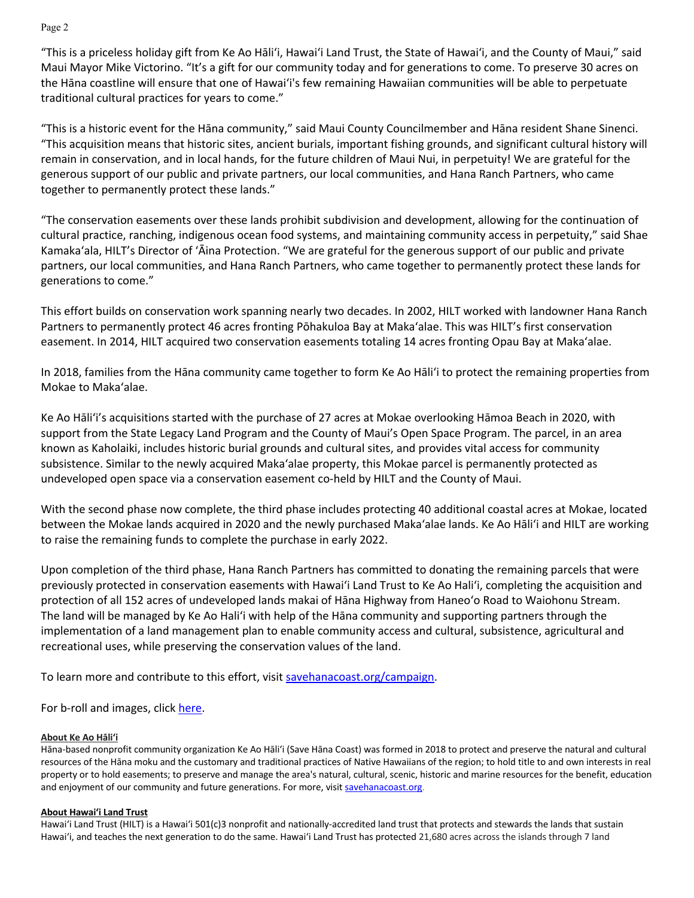"This is a priceless holiday gift from Ke Ao Hāliʻi, Hawaiʻi Land Trust, the State of Hawaiʻi, and the County of Maui," said Maui Mayor Mike Victorino. "It's a gift for our community today and for generations to come. To preserve 30 acres on the Hāna coastline will ensure that one of Hawaiʻi's few remaining Hawaiian communities will be able to perpetuate traditional cultural practices for years to come."

"This is a historic event for the Hāna community," said Maui County Councilmember and Hāna resident Shane Sinenci. "This acquisition means that historic sites, ancient burials, important fishing grounds, and significant cultural history will remain in conservation, and in local hands, for the future children of Maui Nui, in perpetuity! We are grateful for the generous support of our public and private partners, our local communities, and Hana Ranch Partners, who came together to permanently protect these lands."

"The conservation easements over these lands prohibit subdivision and development, allowing for the continuation of cultural practice, ranching, indigenous ocean food systems, and maintaining community access in perpetuity," said Shae Kamakaʻala, HILT's Director of ʻĀina Protection. "We are grateful for the generous support of our public and private partners, our local communities, and Hana Ranch Partners, who came together to permanently protect these lands for generations to come."

This effort builds on conservation work spanning nearly two decades. In 2002, HILT worked with landowner Hana Ranch Partners to permanently protect 46 acres fronting Pōhakuloa Bay at Makaʻalae. This was HILT's first conservation easement. In 2014, HILT acquired two conservation easements totaling 14 acres fronting Opau Bay at Makaʻalae.

In 2018, families from the Hāna community came together to form Ke Ao Hāliʻi to protect the remaining properties from Mokae to Makaʻalae.

Ke Ao Hāliʻi's acquisitions started with the purchase of 27 acres at Mokae overlooking Hāmoa Beach in 2020, with support from the State Legacy Land Program and the County of Maui's Open Space Program. The parcel, in an area known as Kaholaiki, includes historic burial grounds and cultural sites, and provides vital access for community subsistence. Similar to the newly acquired Makaʻalae property, this Mokae parcel is permanently protected as undeveloped open space via a conservation easement co-held by HILT and the County of Maui.

With the second phase now complete, the third phase includes protecting 40 additional coastal acres at Mokae, located between the Mokae lands acquired in 2020 and the newly purchased Makaʻalae lands. Ke Ao Hāliʻi and HILT are working to raise the remaining funds to complete the purchase in early 2022.

Upon completion of the third phase, Hana Ranch Partners has committed to donating the remaining parcels that were previously protected in conservation easements with Hawaiʻi Land Trust to Ke Ao Haliʻi, completing the acquisition and protection of all 152 acres of undeveloped lands makai of Hāna Highway from Haneoʻo Road to Waiohonu Stream. The land will be managed by Ke Ao Haliʻi with help of the Hāna community and supporting partners through the implementation of a land management plan to enable community access and cultural, subsistence, agricultural and recreational uses, while preserving the conservation values of the land.

To learn more and contribute to this effort, visit [savehanacoast.org/campaign](savehanacoast.org/campaign).

For b-roll and images, click [here]().

**About Ke Ao Hāliʻi**

Hāna-based nonprofit community organization Ke Ao Hāliʻi (Save Hāna Coast) was formed in 2018 to protect and preserve the natural and cultural resources of the Hāna moku and the customary and traditional practices of Native Hawaiians of the region; to hold title to and own interests in real property or to hold easements; to preserve and manage the area's natural, cultural, scenic, historic and marine resources for the benefit, education and enjoyment of our community and future generations. For more, visit [savehanacoast.org](savehanacoast.org).

**About Hawaiʻi Land Trust**

Hawaiʻi Land Trust (HILT) is a Hawaiʻi 501(c)3 nonprofit and nationally-accredited land trust that protects and stewards the lands that sustain Hawaiʻi, and teaches the next generation to do the same. Hawaiʻi Land Trust has protected 21,680 acres across the islands through 7 land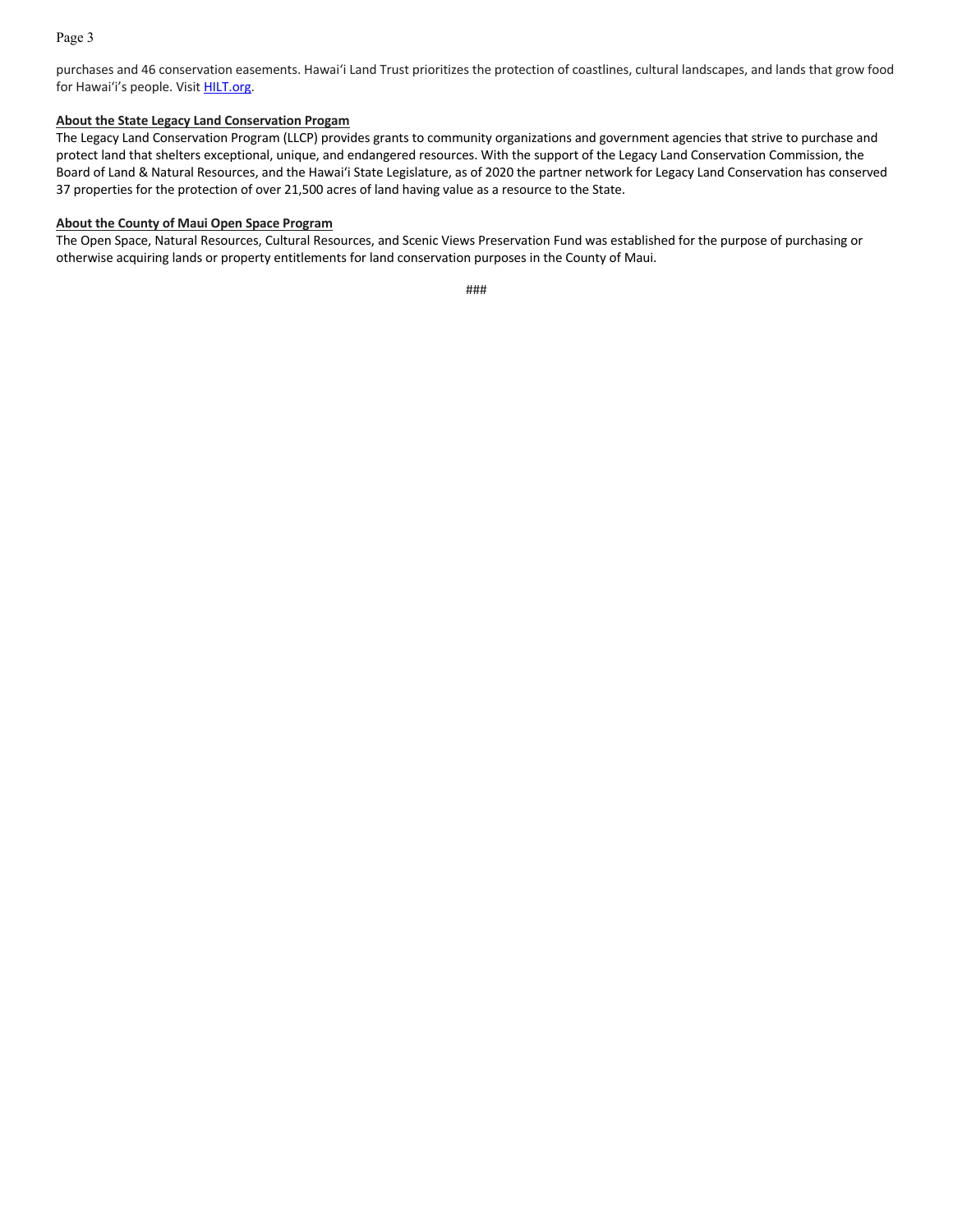purchases and 46 conservation easements. Hawaiʻi Land Trust prioritizes the protection of coastlines, cultural landscapes, and lands that grow food for Hawaiʻi's people. Visit [HILT.org](HILT.org).

**About the State Legacy Land Conservation Progam**

The Legacy Land Conservation Program (LLCP) provides grants to community organizations and government agencies that strive to purchase and protect land that shelters exceptional, unique, and endangered resources. With the support of the Legacy Land Conservation Commission, the Board of Land & Natural Resources, and the Hawaiʻi State Legislature, as of 2020 the partner network for Legacy Land Conservation has conserved 37 properties for the protection of over 21,500 acres of land having value as a resource to the State.

**About the County of Maui Open Space Program**

The Open Space, Natural Resources, Cultural Resources, and Scenic Views Preservation Fund was established for the purpose of purchasing or otherwise acquiring lands or property entitlements for land conservation purposes in the County of Maui.

###